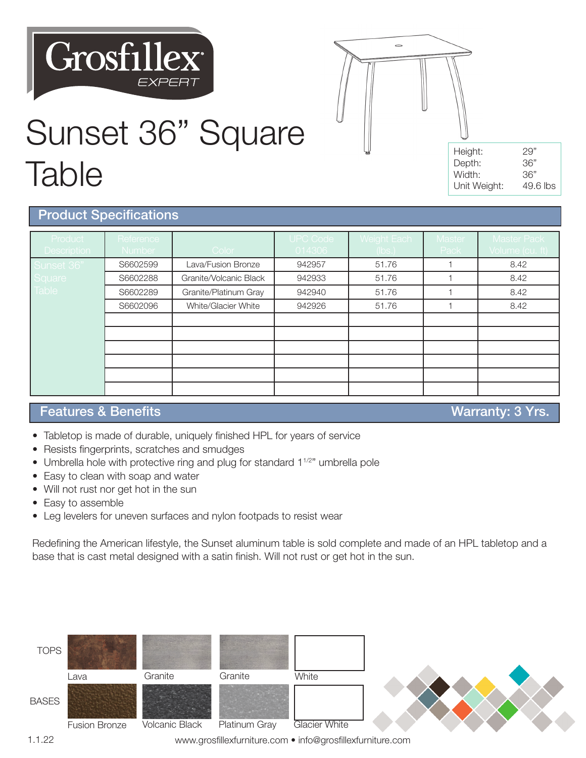Grosfillex EXPERT

# Sunset 36" Square Table

| | |
|---|---|
| Height: | 29" |
| Depth: | 36" |
| Width: | 36" |
| Unit Weight: | 49.6 lbs |

## Product Specifications

| Product Description | Reference Number | Color | UPC Code 014306 | Weight Each (lbs.) | Master Pack | Master Pack Volume (cu. ft) |
|---|---|---|---|---|---|---|
| Sunset 36" Square Table | S6602599 | Lava/Fusion Bronze | 942957 | 51.76 | 1 | 8.42 |
| | S6602288 | Granite/Volcanic Black | 942933 | 51.76 | 1 | 8.42 |
| | S6602289 | Granite/Platinum Gray | 942940 | 51.76 | 1 | 8.42 |
| | S6602096 | White/Glacier White | 942926 | 51.76 | 1 | 8.42 |

## Features & Benefits

**Warranty: 3 Yrs.**

- Tabletop is made of durable, uniquely finished HPL for years of service
- Resists fingerprints, scratches and smudges
- Umbrella hole with protective ring and plug for standard $1^{1/2}$" umbrella pole
- Easy to clean with soap and water
- Will not rust nor get hot in the sun
- Easy to assemble
- Leg levelers for uneven surfaces and nylon footpads to resist wear

Redefining the American lifestyle, the Sunset aluminum table is sold complete and made of an HPL tabletop and a base that is cast metal designed with a satin finish. Will not rust or get hot in the sun.

TOPS: Lava, Granite, Granite, White

BASES: Fusion Bronze, Volcanic Black, Platinum Gray, Glacier White

1.1.22

www.grosfillexfurniture.com • info@grosfillexfurniture.com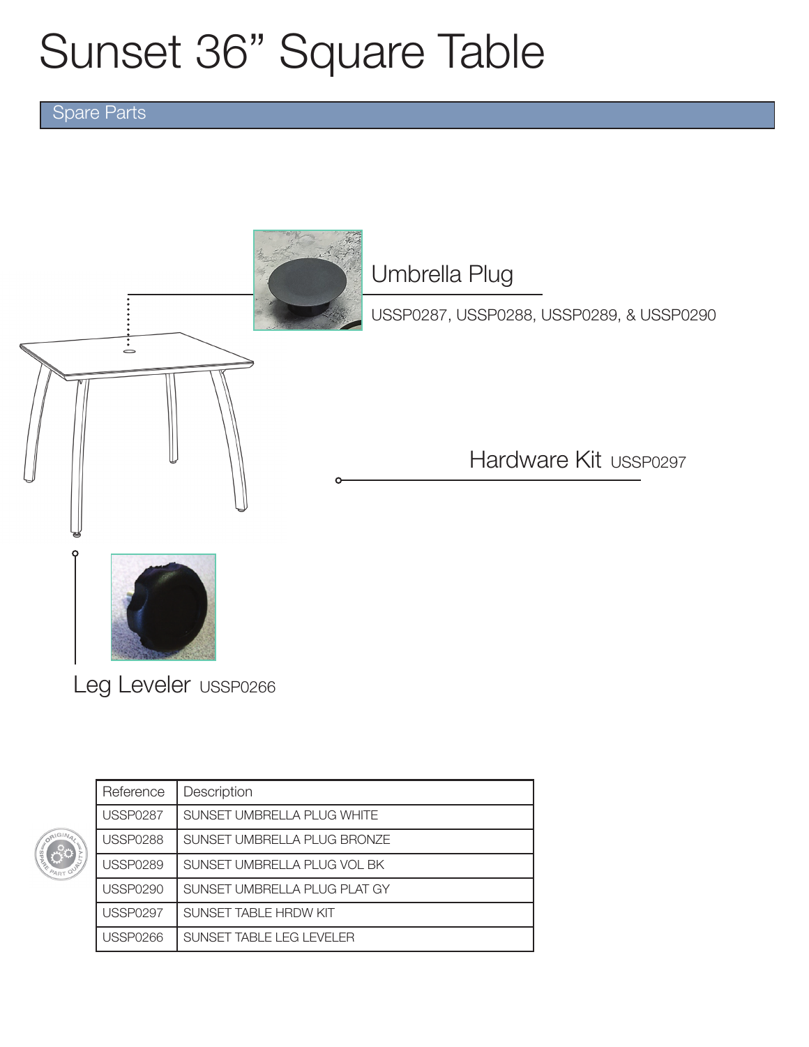# Sunset 36" Square Table

## Spare Parts

Umbrella Plug

USSP0287, USSP0288, USSP0289, & USSP0290

Hardware Kit USSP0297

Leg Leveler USSP0266

| Reference | Description |
|---|---|
| USSP0287 | SUNSET UMBRELLA PLUG WHITE |
| USSP0288 | SUNSET UMBRELLA PLUG BRONZE |
| USSP0289 | SUNSET UMBRELLA PLUG VOL BK |
| USSP0290 | SUNSET UMBRELLA PLUG PLAT GY |
| USSP0297 | SUNSET TABLE HRDW KIT |
| USSP0266 | SUNSET TABLE LEG LEVELER |